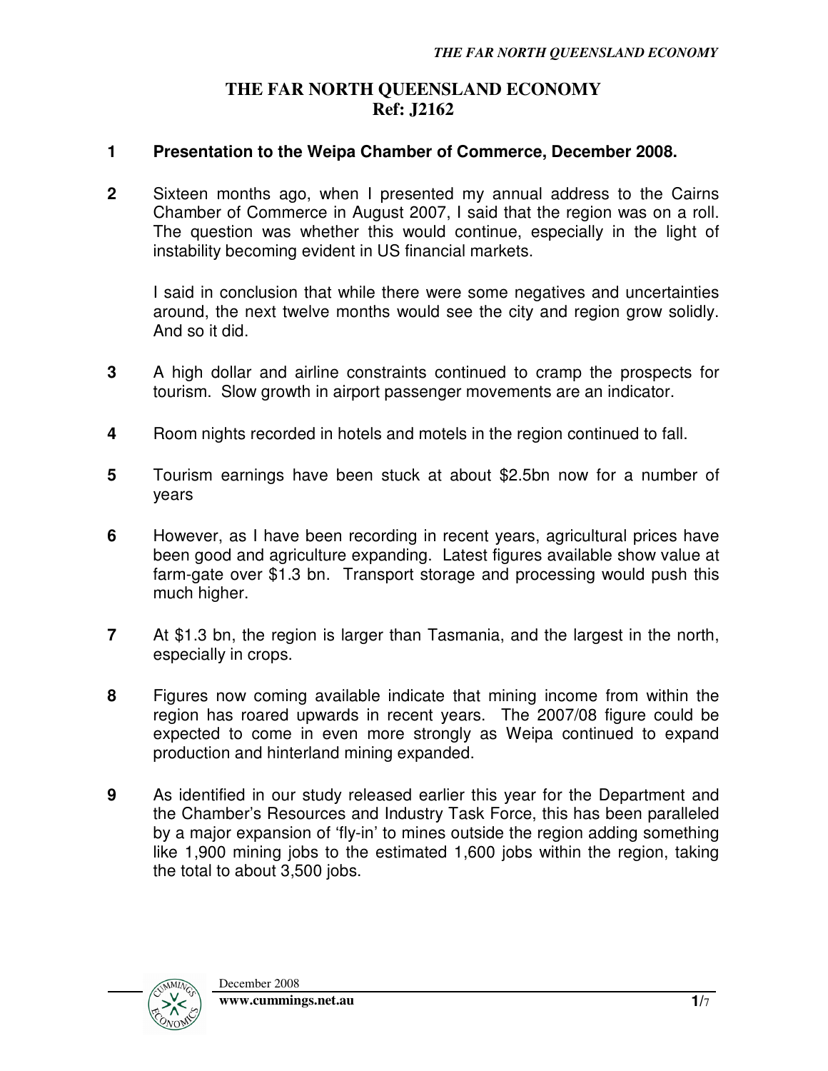# THE FAR NORTH QUEENSLAND ECONOMY
## Ref: J2162

**1 Presentation to the Weipa Chamber of Commerce, December 2008.**

**2** Sixteen months ago, when I presented my annual address to the Cairns Chamber of Commerce in August 2007, I said that the region was on a roll. The question was whether this would continue, especially in the light of instability becoming evident in US financial markets.

I said in conclusion that while there were some negatives and uncertainties around, the next twelve months would see the city and region grow solidly. And so it did.

**3** A high dollar and airline constraints continued to cramp the prospects for tourism. Slow growth in airport passenger movements are an indicator.

**4** Room nights recorded in hotels and motels in the region continued to fall.

**5** Tourism earnings have been stuck at about $2.5bn now for a number of years

**6** However, as I have been recording in recent years, agricultural prices have been good and agriculture expanding. Latest figures available show value at farm-gate over $1.3 bn. Transport storage and processing would push this much higher.

**7** At $1.3 bn, the region is larger than Tasmania, and the largest in the north, especially in crops.

**8** Figures now coming available indicate that mining income from within the region has roared upwards in recent years. The 2007/08 figure could be expected to come in even more strongly as Weipa continued to expand production and hinterland mining expanded.

**9** As identified in our study released earlier this year for the Department and the Chamber's Resources and Industry Task Force, this has been paralleled by a major expansion of 'fly-in' to mines outside the region adding something like 1,900 mining jobs to the estimated 1,600 jobs within the region, taking the total to about 3,500 jobs.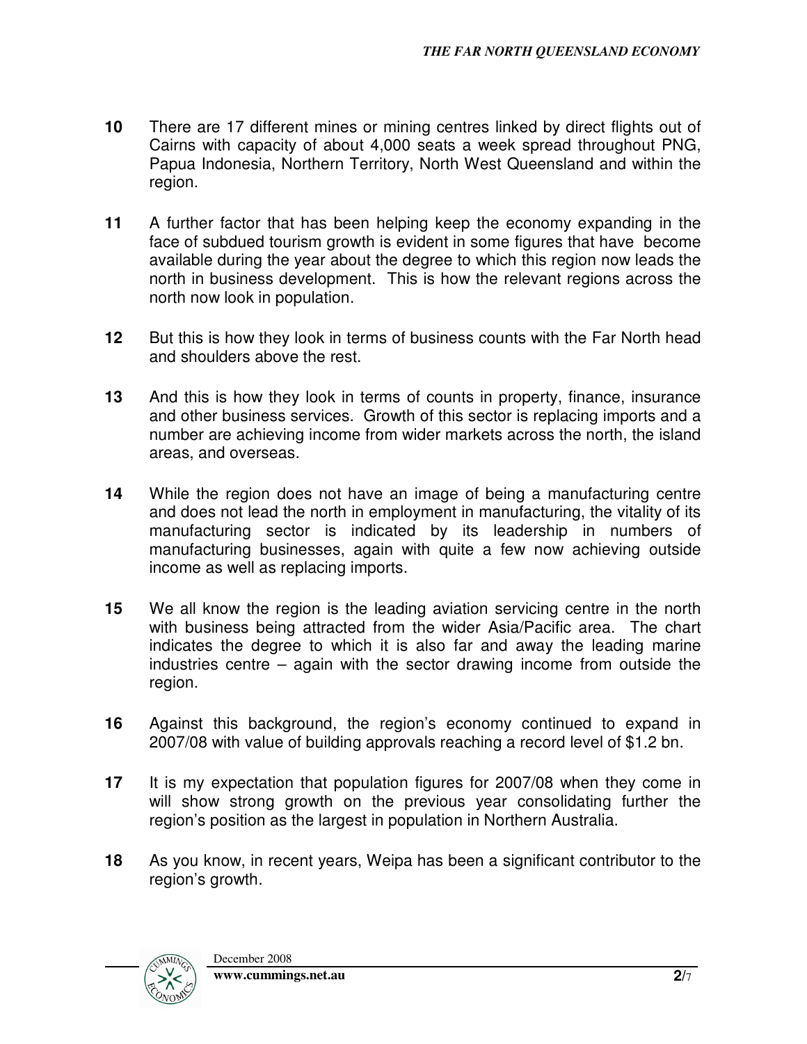**10** There are 17 different mines or mining centres linked by direct flights out of Cairns with capacity of about 4,000 seats a week spread throughout PNG, Papua Indonesia, Northern Territory, North West Queensland and within the region.

**11** A further factor that has been helping keep the economy expanding in the face of subdued tourism growth is evident in some figures that have become available during the year about the degree to which this region now leads the north in business development. This is how the relevant regions across the north now look in population.

**12** But this is how they look in terms of business counts with the Far North head and shoulders above the rest.

**13** And this is how they look in terms of counts in property, finance, insurance and other business services. Growth of this sector is replacing imports and a number are achieving income from wider markets across the north, the island areas, and overseas.

**14** While the region does not have an image of being a manufacturing centre and does not lead the north in employment in manufacturing, the vitality of its manufacturing sector is indicated by its leadership in numbers of manufacturing businesses, again with quite a few now achieving outside income as well as replacing imports.

**15** We all know the region is the leading aviation servicing centre in the north with business being attracted from the wider Asia/Pacific area. The chart indicates the degree to which it is also far and away the leading marine industries centre – again with the sector drawing income from outside the region.

**16** Against this background, the region's economy continued to expand in 2007/08 with value of building approvals reaching a record level of $1.2 bn.

**17** It is my expectation that population figures for 2007/08 when they come in will show strong growth on the previous year consolidating further the region's position as the largest in population in Northern Australia.

**18** As you know, in recent years, Weipa has been a significant contributor to the region's growth.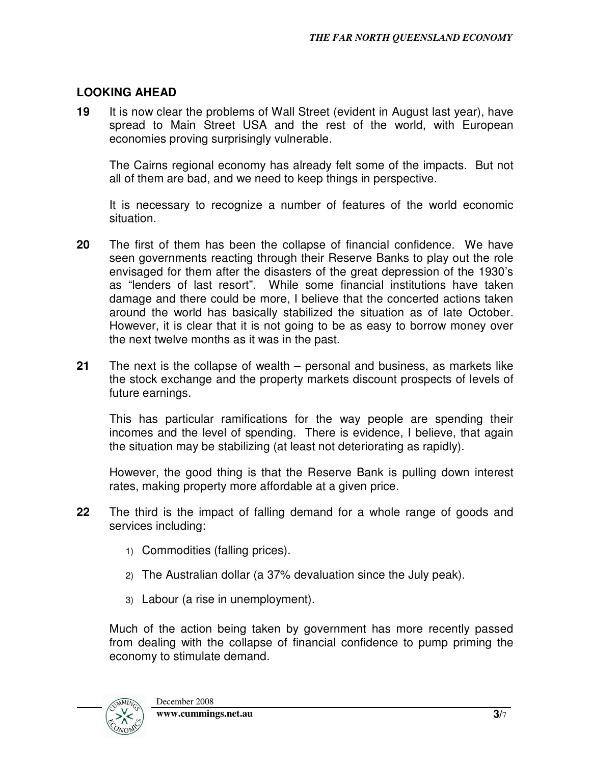## LOOKING AHEAD

**19** It is now clear the problems of Wall Street (evident in August last year), have spread to Main Street USA and the rest of the world, with European economies proving surprisingly vulnerable.

The Cairns regional economy has already felt some of the impacts. But not all of them are bad, and we need to keep things in perspective.

It is necessary to recognize a number of features of the world economic situation.

**20** The first of them has been the collapse of financial confidence. We have seen governments reacting through their Reserve Banks to play out the role envisaged for them after the disasters of the great depression of the 1930's as "lenders of last resort". While some financial institutions have taken damage and there could be more, I believe that the concerted actions taken around the world has basically stabilized the situation as of late October. However, it is clear that it is not going to be as easy to borrow money over the next twelve months as it was in the past.

**21** The next is the collapse of wealth – personal and business, as markets like the stock exchange and the property markets discount prospects of levels of future earnings.

This has particular ramifications for the way people are spending their incomes and the level of spending. There is evidence, I believe, that again the situation may be stabilizing (at least not deteriorating as rapidly).

However, the good thing is that the Reserve Bank is pulling down interest rates, making property more affordable at a given price.

**22** The third is the impact of falling demand for a whole range of goods and services including:

1) Commodities (falling prices).
2) The Australian dollar (a 37% devaluation since the July peak).
3) Labour (a rise in unemployment).

Much of the action being taken by government has more recently passed from dealing with the collapse of financial confidence to pump priming the economy to stimulate demand.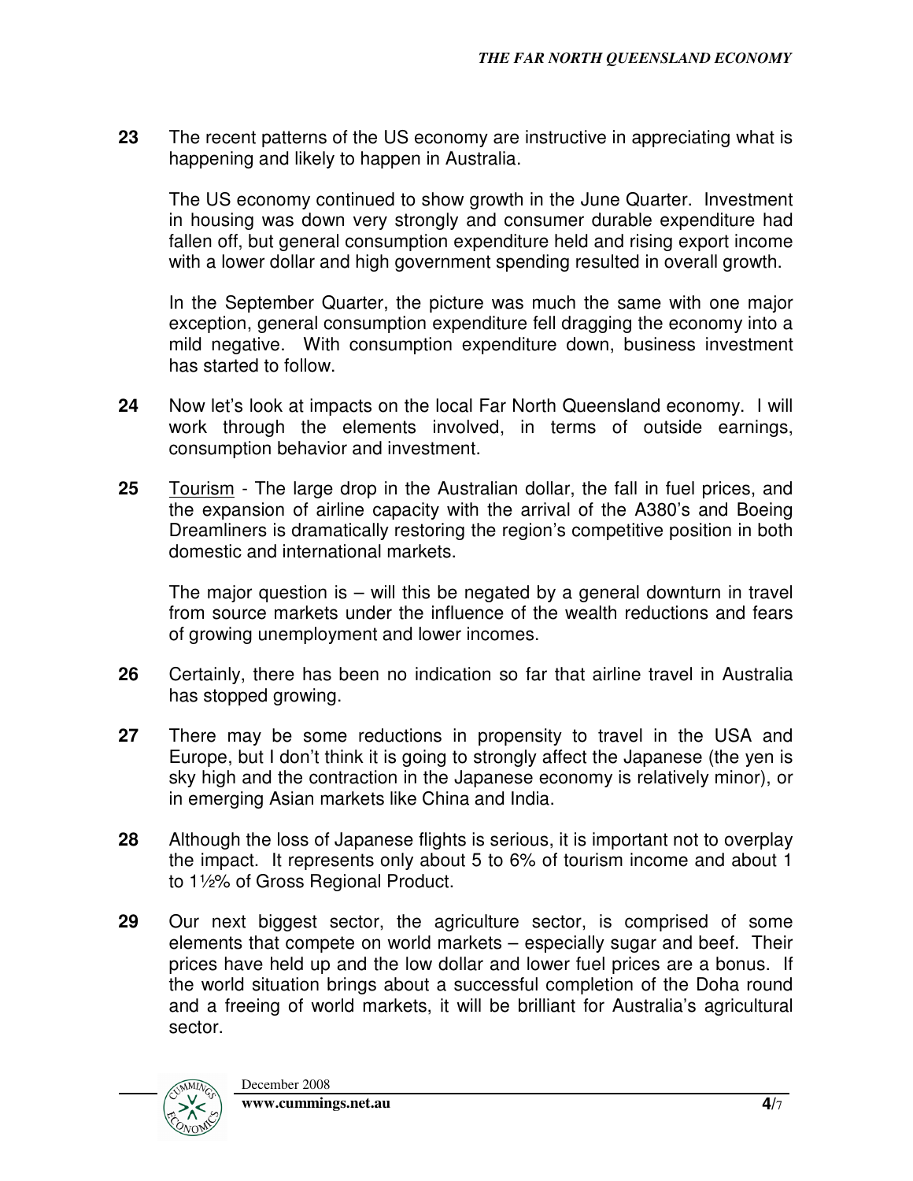**23** The recent patterns of the US economy are instructive in appreciating what is happening and likely to happen in Australia.

The US economy continued to show growth in the June Quarter. Investment in housing was down very strongly and consumer durable expenditure had fallen off, but general consumption expenditure held and rising export income with a lower dollar and high government spending resulted in overall growth.

In the September Quarter, the picture was much the same with one major exception, general consumption expenditure fell dragging the economy into a mild negative. With consumption expenditure down, business investment has started to follow.

**24** Now let's look at impacts on the local Far North Queensland economy. I will work through the elements involved, in terms of outside earnings, consumption behavior and investment.

**25** Tourism - The large drop in the Australian dollar, the fall in fuel prices, and the expansion of airline capacity with the arrival of the A380's and Boeing Dreamliners is dramatically restoring the region's competitive position in both domestic and international markets.

The major question is – will this be negated by a general downturn in travel from source markets under the influence of the wealth reductions and fears of growing unemployment and lower incomes.

**26** Certainly, there has been no indication so far that airline travel in Australia has stopped growing.

**27** There may be some reductions in propensity to travel in the USA and Europe, but I don't think it is going to strongly affect the Japanese (the yen is sky high and the contraction in the Japanese economy is relatively minor), or in emerging Asian markets like China and India.

**28** Although the loss of Japanese flights is serious, it is important not to overplay the impact. It represents only about 5 to 6% of tourism income and about 1 to 1½% of Gross Regional Product.

**29** Our next biggest sector, the agriculture sector, is comprised of some elements that compete on world markets – especially sugar and beef. Their prices have held up and the low dollar and lower fuel prices are a bonus. If the world situation brings about a successful completion of the Doha round and a freeing of world markets, it will be brilliant for Australia's agricultural sector.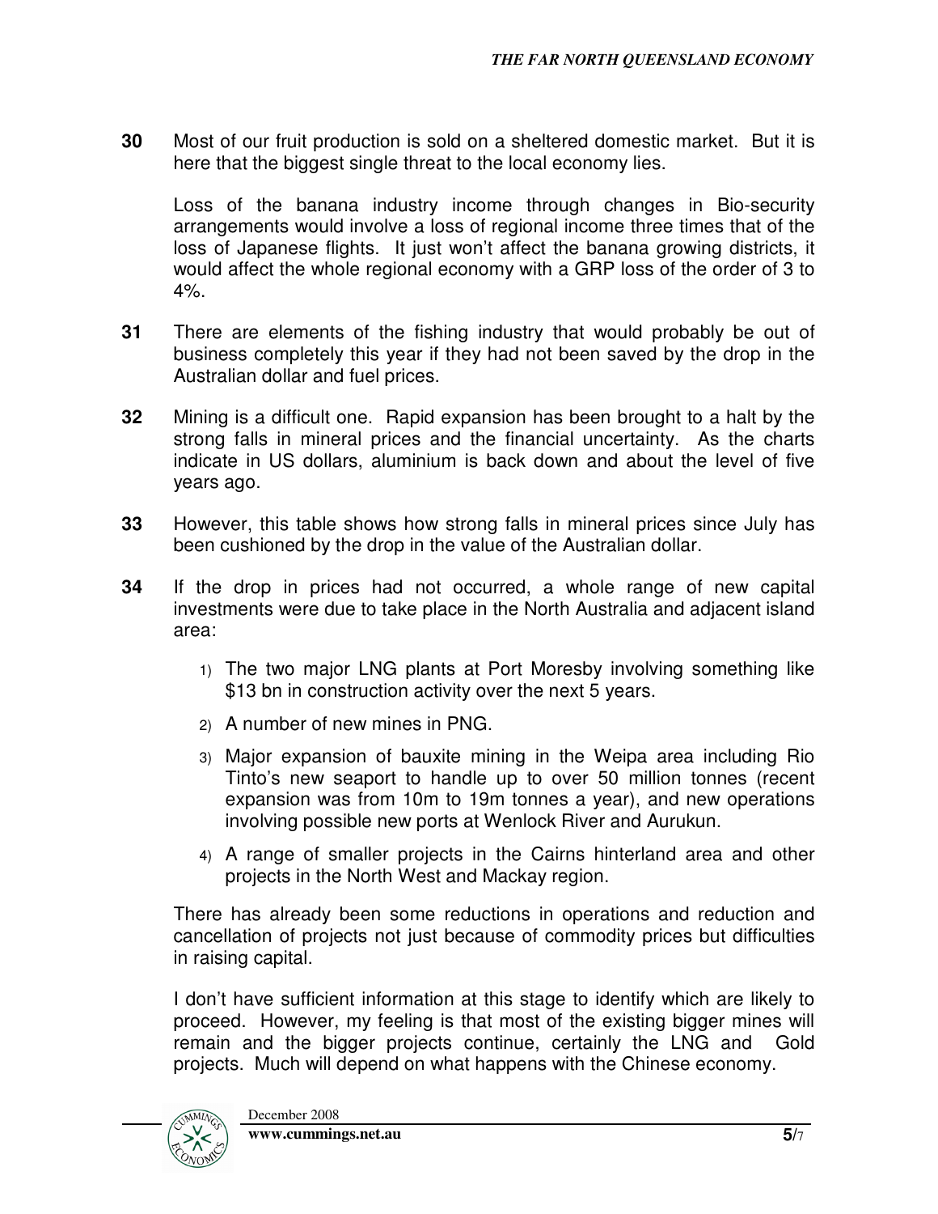**30** Most of our fruit production is sold on a sheltered domestic market. But it is here that the biggest single threat to the local economy lies.

Loss of the banana industry income through changes in Bio-security arrangements would involve a loss of regional income three times that of the loss of Japanese flights. It just won't affect the banana growing districts, it would affect the whole regional economy with a GRP loss of the order of 3 to 4%.

**31** There are elements of the fishing industry that would probably be out of business completely this year if they had not been saved by the drop in the Australian dollar and fuel prices.

**32** Mining is a difficult one. Rapid expansion has been brought to a halt by the strong falls in mineral prices and the financial uncertainty. As the charts indicate in US dollars, aluminium is back down and about the level of five years ago.

**33** However, this table shows how strong falls in mineral prices since July has been cushioned by the drop in the value of the Australian dollar.

**34** If the drop in prices had not occurred, a whole range of new capital investments were due to take place in the North Australia and adjacent island area:

1) The two major LNG plants at Port Moresby involving something like \$13 bn in construction activity over the next 5 years.
2) A number of new mines in PNG.
3) Major expansion of bauxite mining in the Weipa area including Rio Tinto's new seaport to handle up to over 50 million tonnes (recent expansion was from 10m to 19m tonnes a year), and new operations involving possible new ports at Wenlock River and Aurukun.
4) A range of smaller projects in the Cairns hinterland area and other projects in the North West and Mackay region.

There has already been some reductions in operations and reduction and cancellation of projects not just because of commodity prices but difficulties in raising capital.

I don't have sufficient information at this stage to identify which are likely to proceed. However, my feeling is that most of the existing bigger mines will remain and the bigger projects continue, certainly the LNG and Gold projects. Much will depend on what happens with the Chinese economy.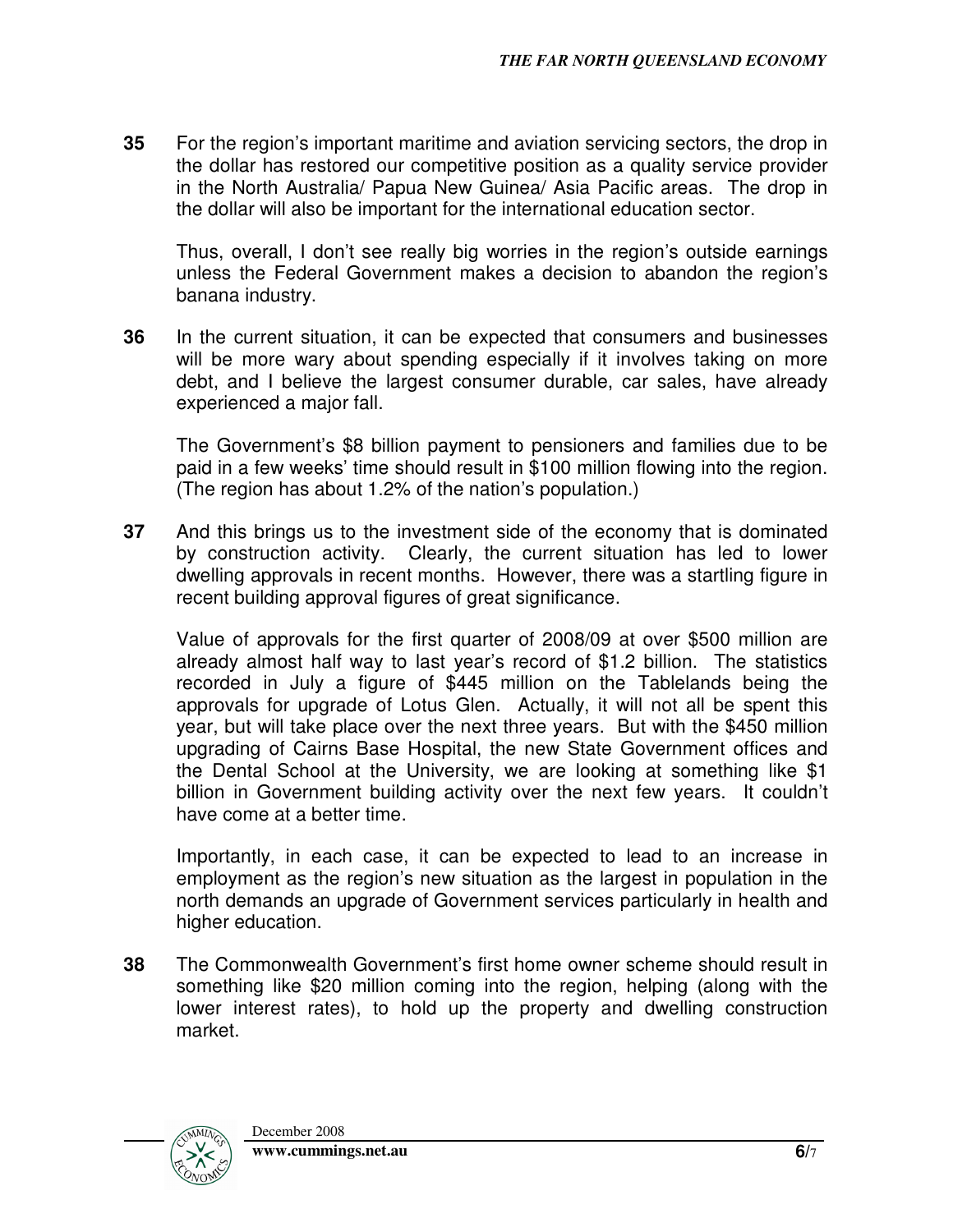**35** For the region's important maritime and aviation servicing sectors, the drop in the dollar has restored our competitive position as a quality service provider in the North Australia/ Papua New Guinea/ Asia Pacific areas. The drop in the dollar will also be important for the international education sector.

Thus, overall, I don't see really big worries in the region's outside earnings unless the Federal Government makes a decision to abandon the region's banana industry.

**36** In the current situation, it can be expected that consumers and businesses will be more wary about spending especially if it involves taking on more debt, and I believe the largest consumer durable, car sales, have already experienced a major fall.

The Government's $8 billion payment to pensioners and families due to be paid in a few weeks' time should result in $100 million flowing into the region. (The region has about 1.2% of the nation's population.)

**37** And this brings us to the investment side of the economy that is dominated by construction activity. Clearly, the current situation has led to lower dwelling approvals in recent months. However, there was a startling figure in recent building approval figures of great significance.

Value of approvals for the first quarter of 2008/09 at over $500 million are already almost half way to last year's record of $1.2 billion. The statistics recorded in July a figure of $445 million on the Tablelands being the approvals for upgrade of Lotus Glen. Actually, it will not all be spent this year, but will take place over the next three years. But with the $450 million upgrading of Cairns Base Hospital, the new State Government offices and the Dental School at the University, we are looking at something like $1 billion in Government building activity over the next few years. It couldn't have come at a better time.

Importantly, in each case, it can be expected to lead to an increase in employment as the region's new situation as the largest in population in the north demands an upgrade of Government services particularly in health and higher education.

**38** The Commonwealth Government's first home owner scheme should result in something like $20 million coming into the region, helping (along with the lower interest rates), to hold up the property and dwelling construction market.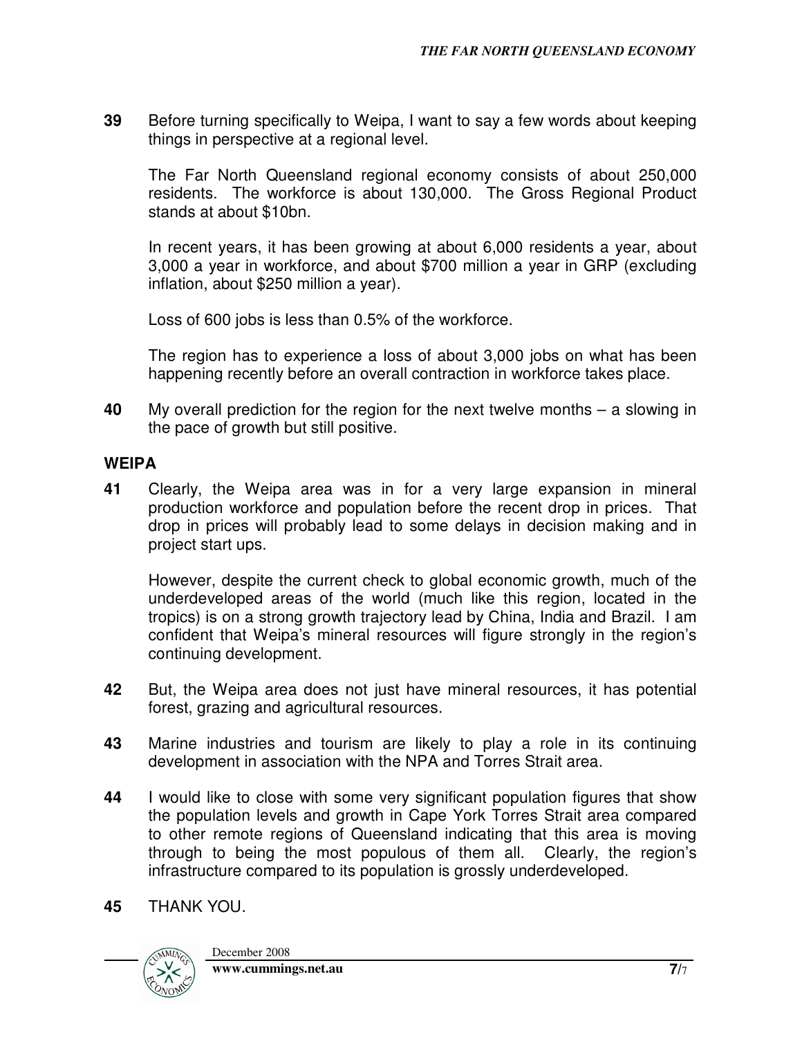**39** Before turning specifically to Weipa, I want to say a few words about keeping things in perspective at a regional level.

The Far North Queensland regional economy consists of about 250,000 residents. The workforce is about 130,000. The Gross Regional Product stands at about $10bn.

In recent years, it has been growing at about 6,000 residents a year, about 3,000 a year in workforce, and about $700 million a year in GRP (excluding inflation, about $250 million a year).

Loss of 600 jobs is less than 0.5% of the workforce.

The region has to experience a loss of about 3,000 jobs on what has been happening recently before an overall contraction in workforce takes place.

**40** My overall prediction for the region for the next twelve months – a slowing in the pace of growth but still positive.

## WEIPA

**41** Clearly, the Weipa area was in for a very large expansion in mineral production workforce and population before the recent drop in prices. That drop in prices will probably lead to some delays in decision making and in project start ups.

However, despite the current check to global economic growth, much of the underdeveloped areas of the world (much like this region, located in the tropics) is on a strong growth trajectory lead by China, India and Brazil. I am confident that Weipa's mineral resources will figure strongly in the region's continuing development.

**42** But, the Weipa area does not just have mineral resources, it has potential forest, grazing and agricultural resources.

**43** Marine industries and tourism are likely to play a role in its continuing development in association with the NPA and Torres Strait area.

**44** I would like to close with some very significant population figures that show the population levels and growth in Cape York Torres Strait area compared to other remote regions of Queensland indicating that this area is moving through to being the most populous of them all. Clearly, the region's infrastructure compared to its population is grossly underdeveloped.

**45** THANK YOU.